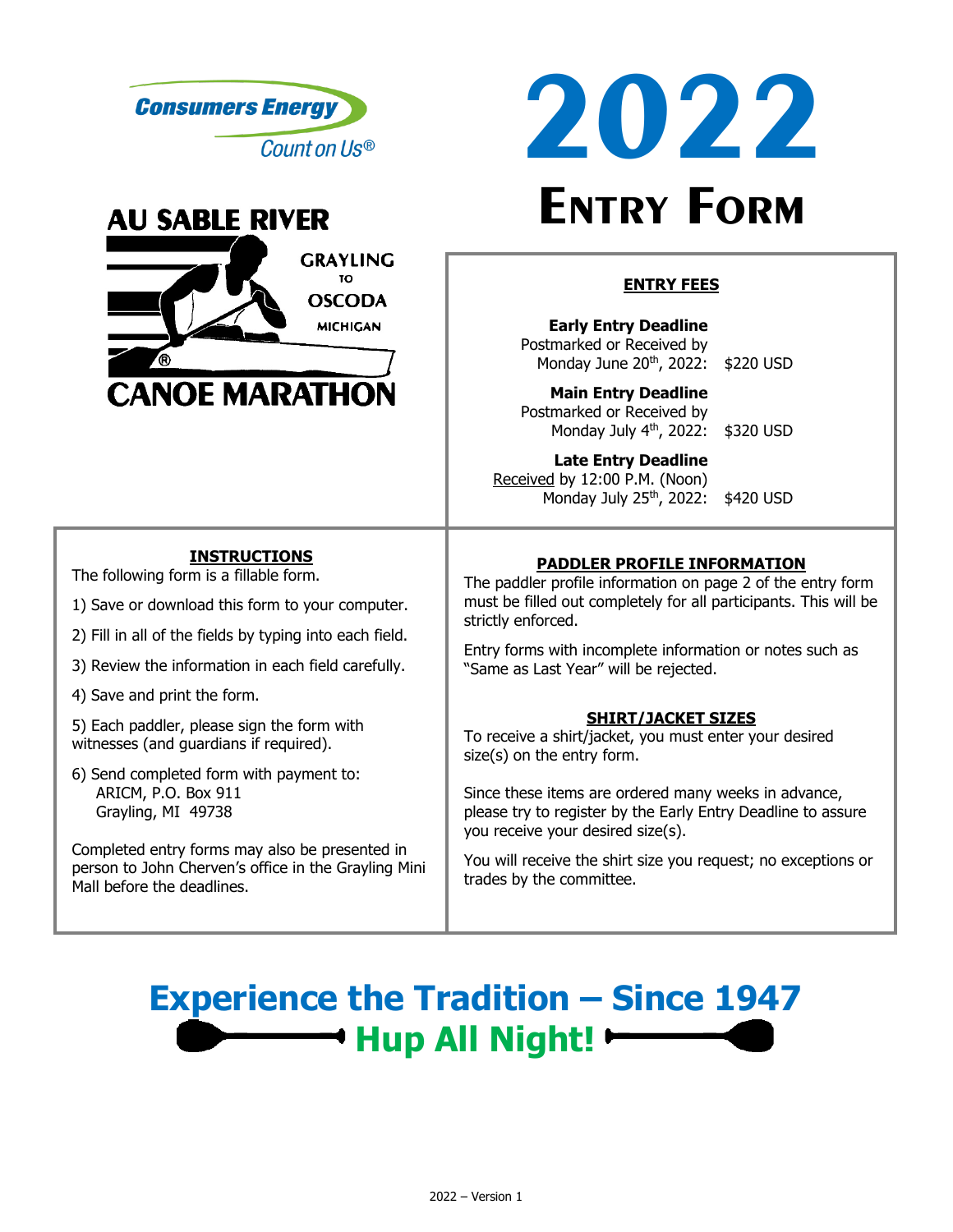Consumers Energy
Count on Us®

# 2022 ENTRY FORM

AU SABLE RIVER
GRAYLING TO OSCODA MICHIGAN
CANOE MARATHON

## ENTRY FEES

**Early Entry Deadline**
Postmarked or Received by
Monday June 20th, 2022: $220 USD

**Main Entry Deadline**
Postmarked or Received by
Monday July 4th, 2022: $320 USD

**Late Entry Deadline**
Received by 12:00 P.M. (Noon)
Monday July 25th, 2022: $420 USD

## INSTRUCTIONS

The following form is a fillable form.

1) Save or download this form to your computer.
2) Fill in all of the fields by typing into each field.
3) Review the information in each field carefully.
4) Save and print the form.
5) Each paddler, please sign the form with witnesses (and guardians if required).
6) Send completed form with payment to:
   ARICM, P.O. Box 911
   Grayling, MI 49738

Completed entry forms may also be presented in person to John Cherven's office in the Grayling Mini Mall before the deadlines.

## PADDLER PROFILE INFORMATION

The paddler profile information on page 2 of the entry form must be filled out completely for all participants. This will be strictly enforced.

Entry forms with incomplete information or notes such as "Same as Last Year" will be rejected.

## SHIRT/JACKET SIZES

To receive a shirt/jacket, you must enter your desired size(s) on the entry form.

Since these items are ordered many weeks in advance, please try to register by the Early Entry Deadline to assure you receive your desired size(s).

You will receive the shirt size you request; no exceptions or trades by the committee.

**Experience the Tradition – Since 1947**

**Hup All Night!**

2022 – Version 1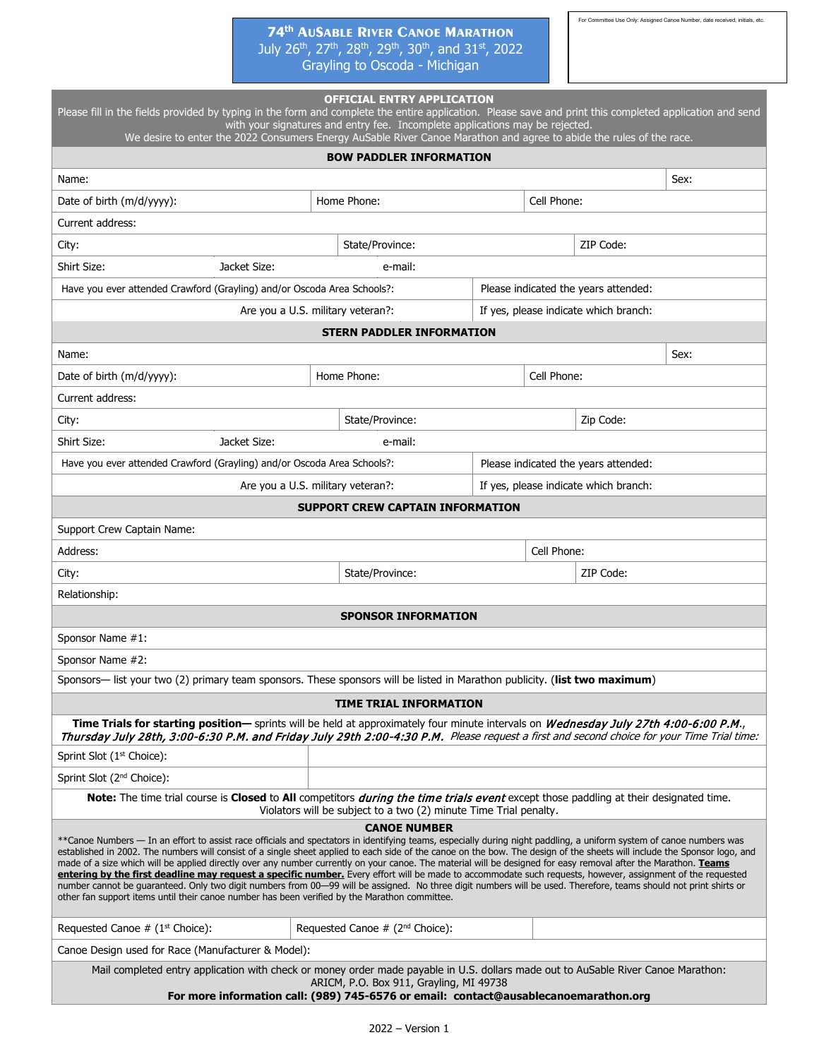# 74th AuSable River Canoe Marathon

July 26th, 27th, 28th, 29th, 30th, and 31st, 2022

Grayling to Oscoda - Michigan

For Committee Use Only: Assigned Canoe Number, date received, initials, etc.

## OFFICIAL ENTRY APPLICATION

Please fill in the fields provided by typing in the form and complete the entire application. Please save and print this completed application and send with your signatures and entry fee. Incomplete applications may be rejected.

We desire to enter the 2022 Consumers Energy AuSable River Canoe Marathon and agree to abide the rules of the race.

### BOW PADDLER INFORMATION

| Name: | | | Sex: |
|---|---|---|---|
| Date of birth (m/d/yyyy): | Home Phone: | Cell Phone: | |
| Current address: | | | |
| City: | State/Province: | ZIP Code: | |
| Shirt Size: | Jacket Size: | e-mail: | |
| Have you ever attended Crawford (Grayling) and/or Oscoda Area Schools?: | | Please indicated the years attended: | |
| Are you a U.S. military veteran?: | | If yes, please indicate which branch: | |

### STERN PADDLER INFORMATION

| Name: | | | Sex: |
|---|---|---|---|
| Date of birth (m/d/yyyy): | Home Phone: | Cell Phone: | |
| Current address: | | | |
| City: | State/Province: | Zip Code: | |
| Shirt Size: | Jacket Size: | e-mail: | |
| Have you ever attended Crawford (Grayling) and/or Oscoda Area Schools?: | | Please indicated the years attended: | |
| Are you a U.S. military veteran?: | | If yes, please indicate which branch: | |

### SUPPORT CREW CAPTAIN INFORMATION

| Support Crew Captain Name: | | |
|---|---|---|
| Address: | | Cell Phone: |
| City: | State/Province: | ZIP Code: |
| Relationship: | | |

### SPONSOR INFORMATION

| Sponsor Name #1: |
|---|
| Sponsor Name #2: |

Sponsors— list your two (2) primary team sponsors. These sponsors will be listed in Marathon publicity. (**list two maximum**)

### TIME TRIAL INFORMATION

**Time Trials for starting position—** sprints will be held at approximately four minute intervals on ***Wednesday July 27th 4:00-6:00 P.M.****,* ***Thursday July 28th, 3:00-6:30 P.M. and Friday July 29th 2:00-4:30 P.M.*** *Please request a first and second choice for your Time Trial time:*

| Sprint Slot (1st Choice): | |
|---|---|
| Sprint Slot (2nd Choice): | |

**Note:** The time trial course is **Closed** to **All** competitors ***during the time trials event*** except those paddling at their designated time. Violators will be subject to a two (2) minute Time Trial penalty.

### CANOE NUMBER

**Canoe Numbers — In an effort to assist race officials and spectators in identifying teams, especially during night paddling, a uniform system of canoe numbers was established in 2002. The numbers will consist of a single sheet applied to each side of the canoe on the bow. The design of the sheets will include the Sponsor logo, and made of a size which will be applied directly over any number currently on your canoe. The material will be designed for easy removal after the Marathon. **Teams entering by the first deadline may request a specific number.** Every effort will be made to accommodate such requests, however, assignment of the requested number cannot be guaranteed. Only two digit numbers from 00—99 will be assigned. No three digit numbers will be used. Therefore, teams should not print shirts or other fan support items until their canoe number has been verified by the Marathon committee.

| Requested Canoe # (1st Choice): | Requested Canoe # (2nd Choice): | |
|---|---|---|
| Canoe Design used for Race (Manufacturer & Model): | | |

Mail completed entry application with check or money order made payable in U.S. dollars made out to AuSable River Canoe Marathon: ARICM, P.O. Box 911, Grayling, MI 49738

**For more information call: (989) 745-6576 or email: contact@ausablecanoemarathon.org**

2022 – Version 1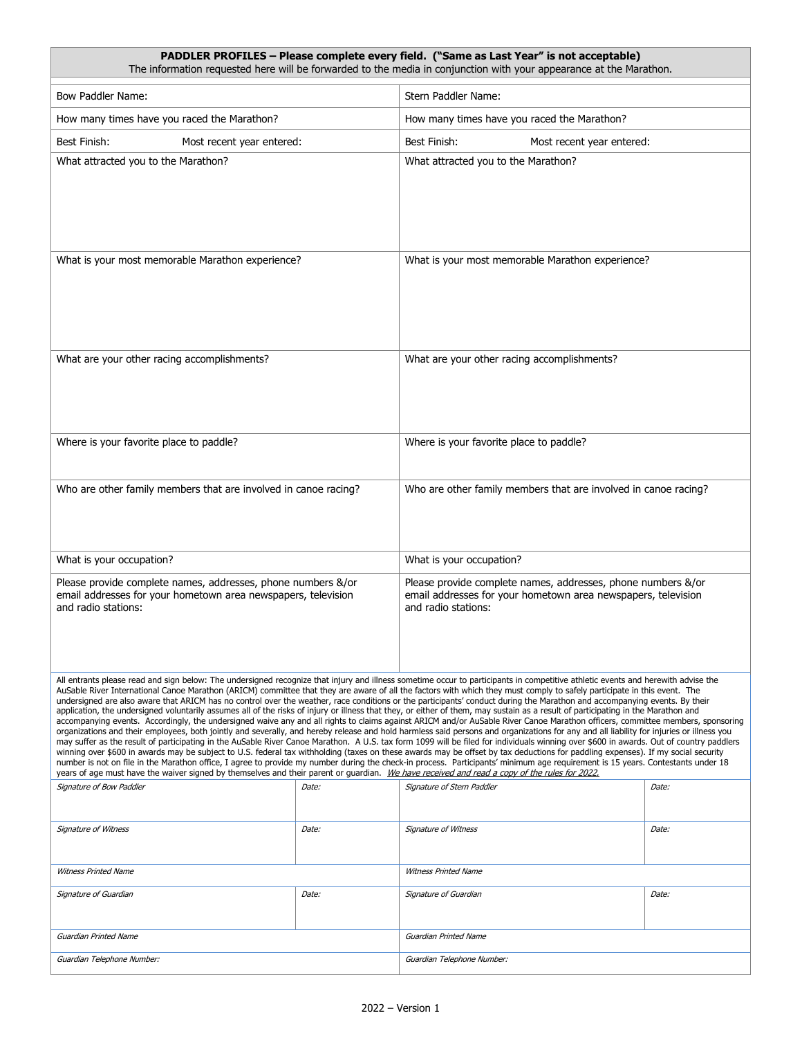**PADDLER PROFILES – Please complete every field. ("Same as Last Year" is not acceptable)**
The information requested here will be forwarded to the media in conjunction with your appearance at the Marathon.

| | |
|---|---|
| Bow Paddler Name: | Stern Paddler Name: |
| How many times have you raced the Marathon? | How many times have you raced the Marathon? |
| Best Finish: Most recent year entered: | Best Finish: Most recent year entered: |
| What attracted you to the Marathon? | What attracted you to the Marathon? |
| What is your most memorable Marathon experience? | What is your most memorable Marathon experience? |
| What are your other racing accomplishments? | What are your other racing accomplishments? |
| Where is your favorite place to paddle? | Where is your favorite place to paddle? |
| Who are other family members that are involved in canoe racing? | Who are other family members that are involved in canoe racing? |
| What is your occupation? | What is your occupation? |
| Please provide complete names, addresses, phone numbers &/or email addresses for your hometown area newspapers, television and radio stations: | Please provide complete names, addresses, phone numbers &/or email addresses for your hometown area newspapers, television and radio stations: |

All entrants please read and sign below: The undersigned recognize that injury and illness sometime occur to participants in competitive athletic events and herewith advise the AuSable River International Canoe Marathon (ARICM) committee that they are aware of all the factors with which they must comply to safely participate in this event. The undersigned are also aware that ARICM has no control over the weather, race conditions or the participants' conduct during the Marathon and accompanying events. By their application, the undersigned voluntarily assumes all of the risks of injury or illness that they, or either of them, may sustain as a result of participating in the Marathon and accompanying events. Accordingly, the undersigned waive any and all rights to claims against ARICM and/or AuSable River Canoe Marathon officers, committee members, sponsoring organizations and their employees, both jointly and severally, and hereby release and hold harmless said persons and organizations for any and all liability for injuries or illness you may suffer as the result of participating in the AuSable River Canoe Marathon. A U.S. tax form 1099 will be filed for individuals winning over $600 in awards. Out of country paddlers winning over $600 in awards may be subject to U.S. federal tax withholding (taxes on these awards may be offset by tax deductions for paddling expenses). If my social security number is not on file in the Marathon office, I agree to provide my number during the check-in process. Participants' minimum age requirement is 15 years. Contestants under 18 years of age must have the waiver signed by themselves and their parent or guardian. _We have received and read a copy of the rules for 2022._

| | | | |
|---|---|---|---|
| *Signature of Bow Paddler* | *Date:* | *Signature of Stern Paddler* | *Date:* |
| *Signature of Witness* | *Date:* | *Signature of Witness* | *Date:* |
| *Witness Printed Name* | | *Witness Printed Name* | |
| *Signature of Guardian* | *Date:* | *Signature of Guardian* | *Date:* |
| *Guardian Printed Name* | | *Guardian Printed Name* | |
| *Guardian Telephone Number:* | | *Guardian Telephone Number:* | |

2022 – Version 1